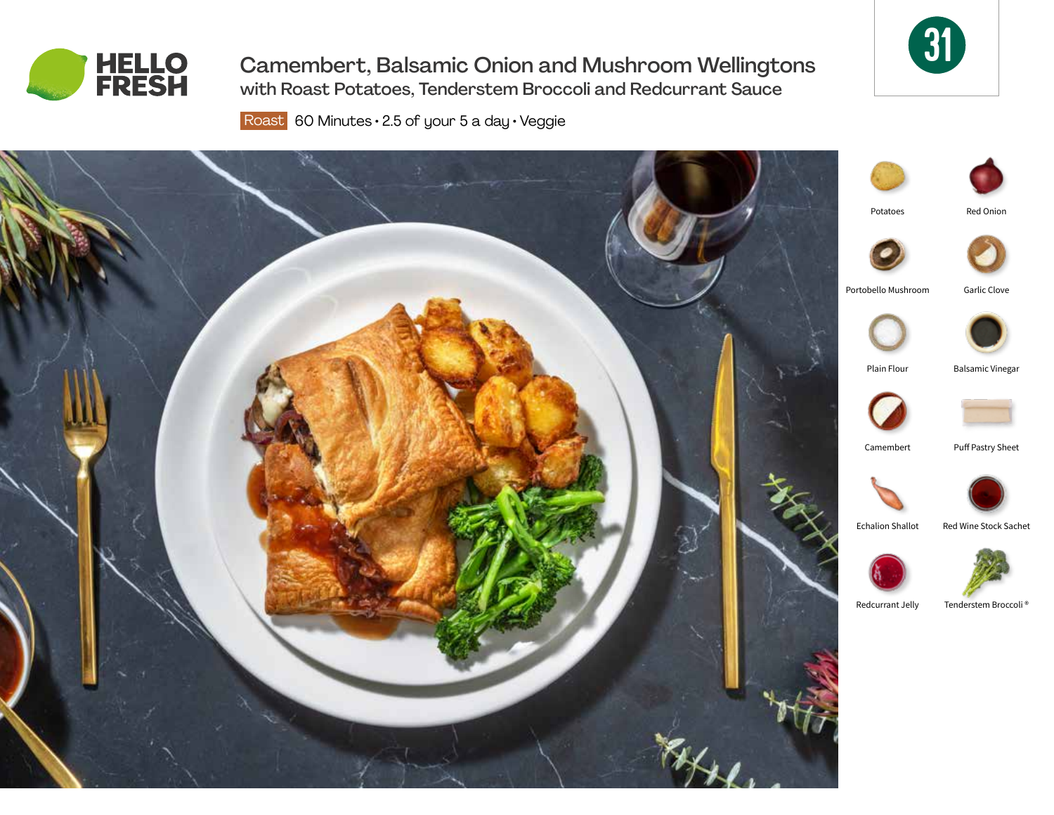HELLO FRESH

# Camembert, Balsamic Onion and Mushroom Wellingtons

## with Roast Potatoes, Tenderstem Broccoli and Redcurrant Sauce

31

Roast 60 Minutes • 2.5 of your 5 a day • Veggie

- Potatoes
- Red Onion
- Portobello Mushroom
- Garlic Clove
- Plain Flour
- Balsamic Vinegar
- Camembert
- Puff Pastry Sheet
- Echalion Shallot
- Red Wine Stock Sachet
- Redcurrant Jelly
- Tenderstem Broccoli®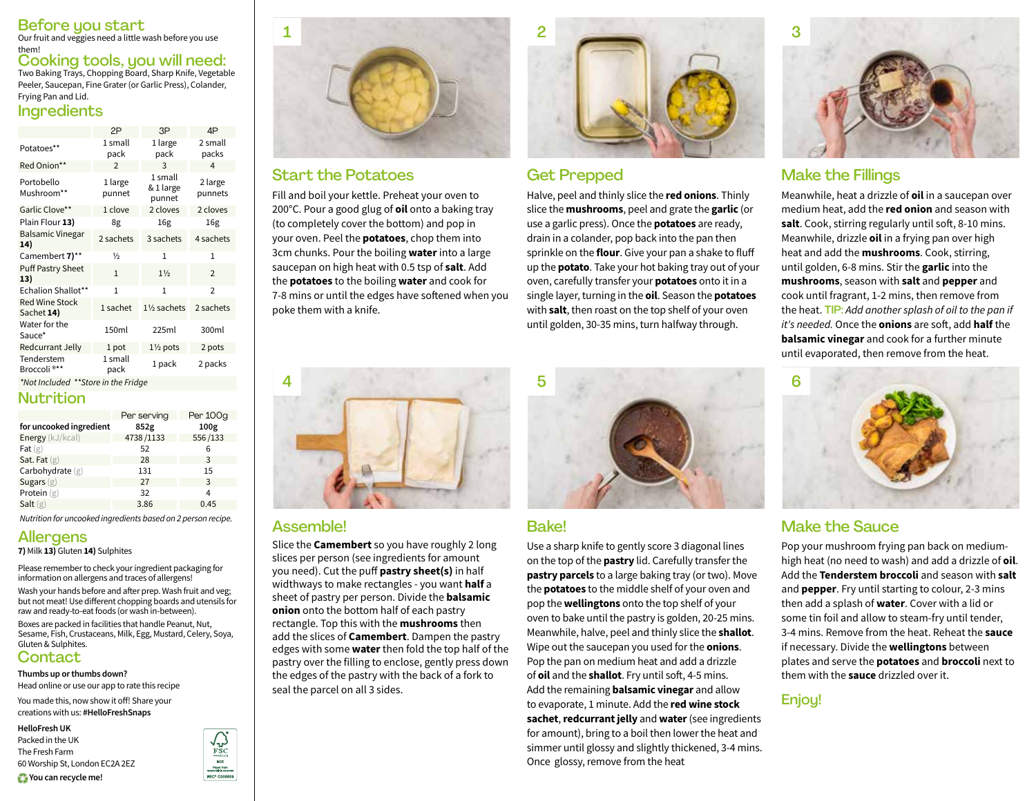## Before you start

Our fruit and veggies need a little wash before you use them!

## Cooking tools, you will need:

Two Baking Trays, Chopping Board, Sharp Knife, Vegetable Peeler, Saucepan, Fine Grater (or Garlic Press), Colander, Frying Pan and Lid.

## Ingredients

| | 2P | 3P | 4P |
|---|---|---|---|
| Potatoes** | 1 small pack | 1 large pack | 2 small packs |
| Red Onion** | 2 | 3 | 4 |
| Portobello Mushroom** | 1 large punnet | 1 small & 1 large punnet | 2 large punnets |
| Garlic Clove** | 1 clove | 2 cloves | 2 cloves |
| Plain Flour **13)** | 8g | 16g | 16g |
| Balsamic Vinegar **14)** | 2 sachets | 3 sachets | 4 sachets |
| Camembert **7)**** | ½ | 1 | 1 |
| Puff Pastry Sheet **13)** | 1 | 1½ | 2 |
| Echalion Shallot** | 1 | 1 | 2 |
| Red Wine Stock Sachet **14)** | 1 sachet | 1½ sachets | 2 sachets |
| Water for the Sauce* | 150ml | 225ml | 300ml |
| Redcurrant Jelly | 1 pot | 1½ pots | 2 pots |
| Tenderstem Broccoli ®** | 1 small pack | 1 pack | 2 packs |

*\*Not Included \*\*Store in the Fridge*

## Nutrition

| | Per serving | Per 100g |
|---|---|---|
| **for uncooked ingredient** | **852g** | **100g** |
| Energy (kJ/kcal) | 4738 /1133 | 556 /133 |
| Fat (g) | 52 | 6 |
| Sat. Fat (g) | 28 | 3 |
| Carbohydrate (g) | 131 | 15 |
| Sugars (g) | 27 | 3 |
| Protein (g) | 32 | 4 |
| Salt (g) | 3.86 | 0.45 |

*Nutrition for uncooked ingredients based on 2 person recipe.*

## Allergens

**7)** Milk **13)** Gluten **14)** Sulphites

Please remember to check your ingredient packaging for information on allergens and traces of allergens!

Wash your hands before and after prep. Wash fruit and veg; but not meat! Use different chopping boards and utensils for raw and ready-to-eat foods (or wash in-between).

Boxes are packed in facilities that handle Peanut, Nut, Sesame, Fish, Crustaceans, Milk, Egg, Mustard, Celery, Soya, Gluten & Sulphites.

## Contact

**Thumbs up or thumbs down?**
Head online or use our app to rate this recipe

You made this, now show it off! Share your creations with us: **#HelloFreshSnaps**

**HelloFresh UK**
Packed in the UK
The Fresh Farm
60 Worship St, London EC2A 2EZ

**You can recycle me!**

FSC MIX Paper from responsible sources FSC® C006609

### 1 Start the Potatoes

Fill and boil your kettle. Preheat your oven to 200°C. Pour a good glug of **oil** onto a baking tray (to completely cover the bottom) and pop in your oven. Peel the **potatoes**, chop them into 3cm chunks. Pour the boiling **water** into a large saucepan on high heat with 0.5 tsp of **salt**. Add the **potatoes** to the boiling **water** and cook for 7-8 mins or until the edges have softened when you poke them with a knife.

### 2 Get Prepped

Halve, peel and thinly slice the **red onions**. Thinly slice the **mushrooms**, peel and grate the **garlic** (or use a garlic press). Once the **potatoes** are ready, drain in a colander, pop back into the pan then sprinkle on the **flour**. Give your pan a shake to fluff up the **potato**. Take your hot baking tray out of your oven, carefully transfer your **potatoes** onto it in a single layer, turning in the **oil**. Season the **potatoes** with **salt**, then roast on the top shelf of your oven until golden, 30-35 mins, turn halfway through.

### 3 Make the Fillings

Meanwhile, heat a drizzle of **oil** in a saucepan over medium heat, add the **red onion** and season with **salt**. Cook, stirring regularly until soft, 8-10 mins. Meanwhile, drizzle **oil** in a frying pan over high heat and add the **mushrooms**. Cook, stirring, until golden, 6-8 mins. Stir the **garlic** into the **mushrooms**, season with **salt** and **pepper** and cook until fragrant, 1-2 mins, then remove from the heat. TIP: *Add another splash of oil to the pan if it's needed.* Once the **onions** are soft, add **half** the **balsamic vinegar** and cook for a further minute until evaporated, then remove from the heat.

### 4 Assemble!

Slice the **Camembert** so you have roughly 2 long slices per person (see ingredients for amount you need). Cut the puff **pastry sheet(s)** in half widthways to make rectangles - you want **half** a sheet of pastry per person. Divide the **balsamic onion** onto the bottom half of each pastry rectangle. Top this with the **mushrooms** then add the slices of **Camembert**. Dampen the pastry edges with some **water** then fold the top half of the pastry over the filling to enclose, gently press down the edges of the pastry with the back of a fork to seal the parcel on all 3 sides.

### 5 Bake!

Use a sharp knife to gently score 3 diagonal lines on the top of the **pastry** lid. Carefully transfer the **pastry parcels** to a large baking tray (or two). Move the **potatoes** to the middle shelf of your oven and pop the **wellingtons** onto the top shelf of your oven to bake until the pastry is golden, 20-25 mins. Meanwhile, halve, peel and thinly slice the **shallot**. Wipe out the saucepan you used for the **onions**. Pop the pan on medium heat and add a drizzle of **oil** and the **shallot**. Fry until soft, 4-5 mins. Add the remaining **balsamic vinegar** and allow to evaporate, 1 minute. Add the **red wine stock sachet**, **redcurrant jelly** and **water** (see ingredients for amount), bring to a boil then lower the heat and simmer until glossy and slightly thickened, 3-4 mins. Once glossy, remove from the heat

### 6 Make the Sauce

Pop your mushroom frying pan back on medium-high heat (no need to wash) and add a drizzle of **oil**. Add the **Tenderstem broccoli** and season with **salt** and **pepper**. Fry until starting to colour, 2-3 mins then add a splash of **water**. Cover with a lid or some tin foil and allow to steam-fry until tender, 3-4 mins. Remove from the heat. Reheat the **sauce** if necessary. Divide the **wellingtons** between plates and serve the **potatoes** and **broccoli** next to them with the **sauce** drizzled over it.

## Enjoy!